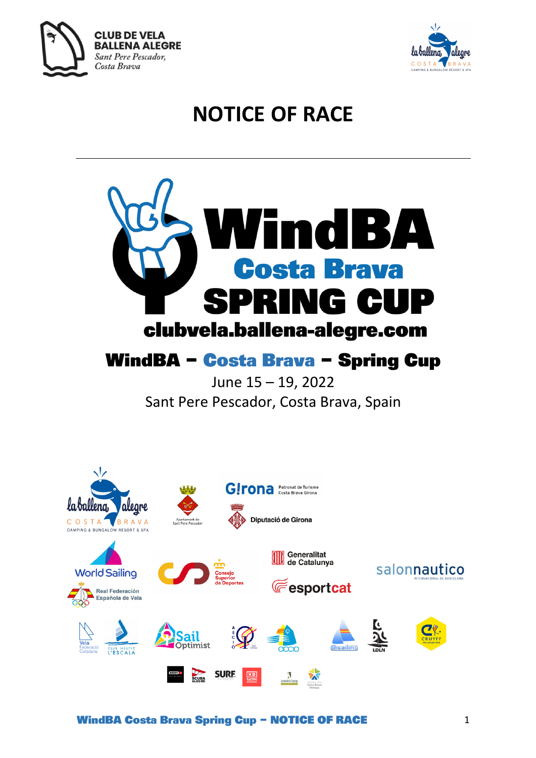# NOTICE OF RACE

## WindBA – Costa Brava – Spring Cup

June 15 – 19, 2022

Sant Pere Pescador, Costa Brava, Spain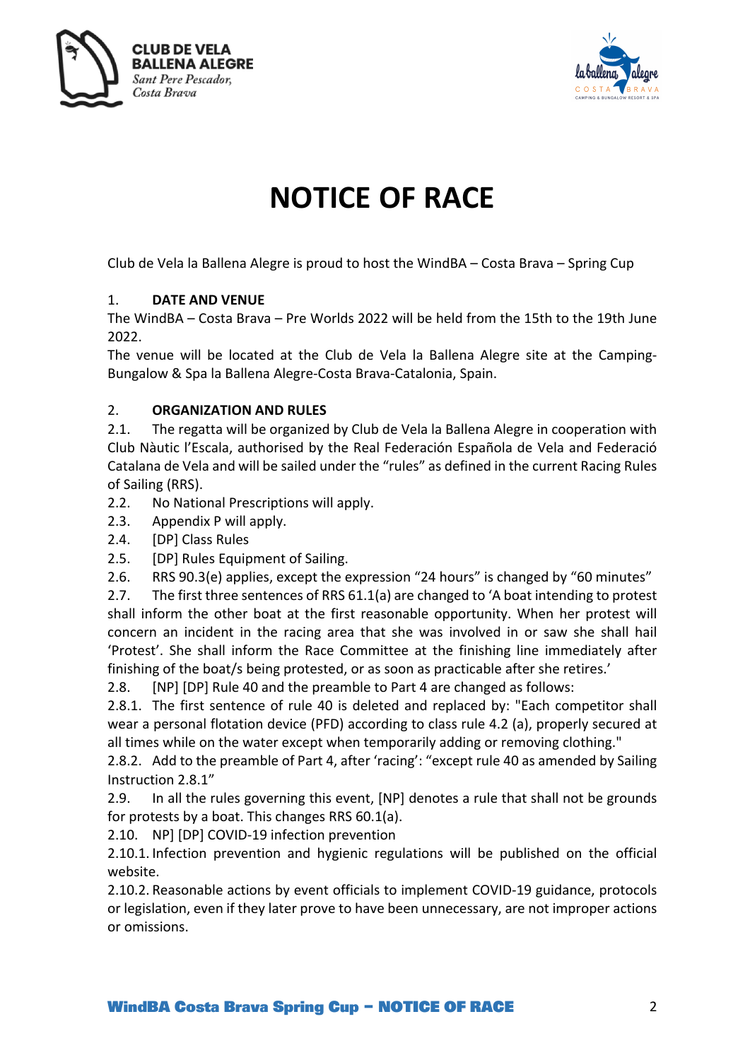# NOTICE OF RACE

Club de Vela la Ballena Alegre is proud to host the WindBA – Costa Brava – Spring Cup

1. **DATE AND VENUE**

The WindBA – Costa Brava – Pre Worlds 2022 will be held from the 15th to the 19th June 2022.

The venue will be located at the Club de Vela la Ballena Alegre site at the Camping-Bungalow & Spa la Ballena Alegre-Costa Brava-Catalonia, Spain.

2. **ORGANIZATION AND RULES**

2.1. The regatta will be organized by Club de Vela la Ballena Alegre in cooperation with Club Nàutic l'Escala, authorised by the Real Federación Española de Vela and Federació Catalana de Vela and will be sailed under the "rules" as defined in the current Racing Rules of Sailing (RRS).

2.2. No National Prescriptions will apply.

2.3. Appendix P will apply.

2.4. [DP] Class Rules

2.5. [DP] Rules Equipment of Sailing.

2.6. RRS 90.3(e) applies, except the expression "24 hours" is changed by "60 minutes"

2.7. The first three sentences of RRS 61.1(a) are changed to 'A boat intending to protest shall inform the other boat at the first reasonable opportunity. When her protest will concern an incident in the racing area that she was involved in or saw she shall hail 'Protest'. She shall inform the Race Committee at the finishing line immediately after finishing of the boat/s being protested, or as soon as practicable after she retires.'

2.8. [NP] [DP] Rule 40 and the preamble to Part 4 are changed as follows:

2.8.1. The first sentence of rule 40 is deleted and replaced by: "Each competitor shall wear a personal flotation device (PFD) according to class rule 4.2 (a), properly secured at all times while on the water except when temporarily adding or removing clothing."

2.8.2. Add to the preamble of Part 4, after 'racing': "except rule 40 as amended by Sailing Instruction 2.8.1"

2.9. In all the rules governing this event, [NP] denotes a rule that shall not be grounds for protests by a boat. This changes RRS 60.1(a).

2.10. NP] [DP] COVID-19 infection prevention

2.10.1. Infection prevention and hygienic regulations will be published on the official website.

2.10.2. Reasonable actions by event officials to implement COVID-19 guidance, protocols or legislation, even if they later prove to have been unnecessary, are not improper actions or omissions.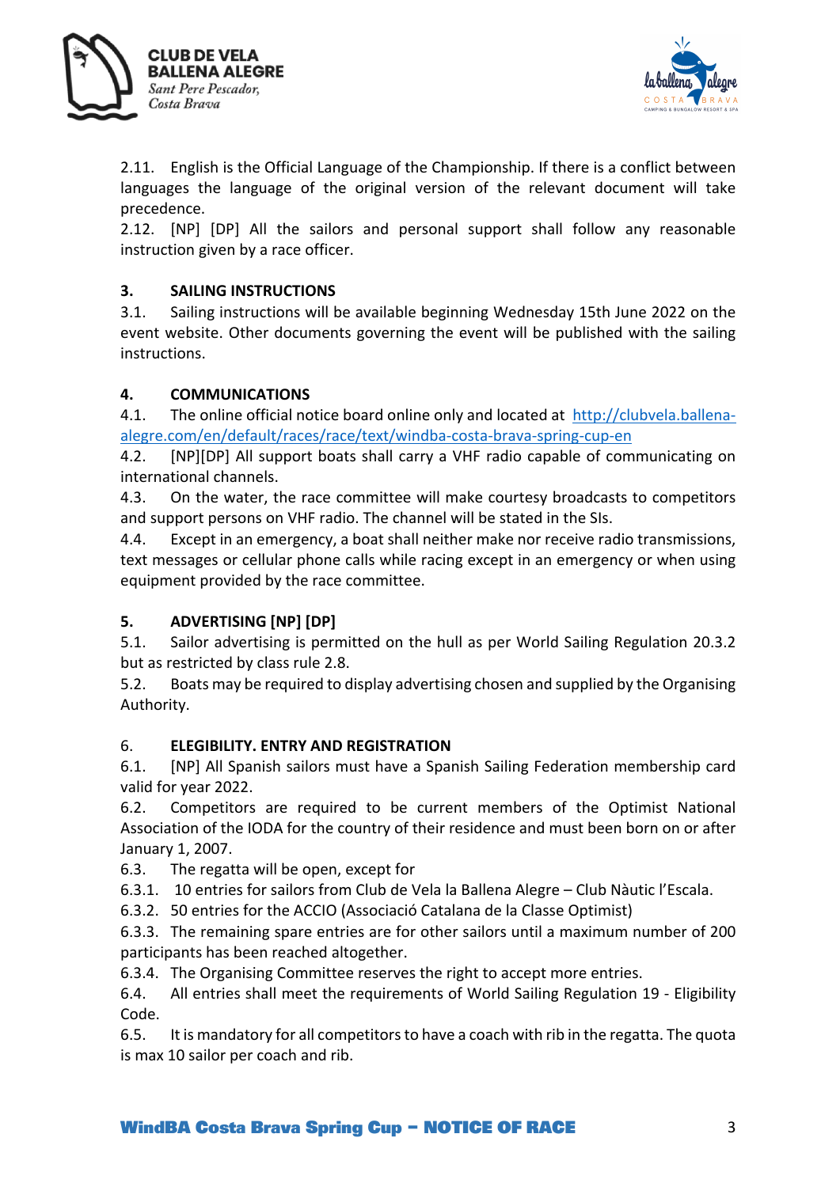2.11. English is the Official Language of the Championship. If there is a conflict between languages the language of the original version of the relevant document will take precedence.

2.12. [NP] [DP] All the sailors and personal support shall follow any reasonable instruction given by a race officer.

## 3. SAILING INSTRUCTIONS

3.1. Sailing instructions will be available beginning Wednesday 15th June 2022 on the event website. Other documents governing the event will be published with the sailing instructions.

## 4. COMMUNICATIONS

4.1. The online official notice board online only and located at [http://clubvela.ballena-alegre.com/en/default/races/race/text/windba-costa-brava-spring-cup-en](http://clubvela.ballena-alegre.com/en/default/races/race/text/windba-costa-brava-spring-cup-en)

4.2. [NP][DP] All support boats shall carry a VHF radio capable of communicating on international channels.

4.3. On the water, the race committee will make courtesy broadcasts to competitors and support persons on VHF radio. The channel will be stated in the SIs.

4.4. Except in an emergency, a boat shall neither make nor receive radio transmissions, text messages or cellular phone calls while racing except in an emergency or when using equipment provided by the race committee.

## 5. ADVERTISING [NP] [DP]

5.1. Sailor advertising is permitted on the hull as per World Sailing Regulation 20.3.2 but as restricted by class rule 2.8.

5.2. Boats may be required to display advertising chosen and supplied by the Organising Authority.

## 6. ELEGIBILITY. ENTRY AND REGISTRATION

6.1. [NP] All Spanish sailors must have a Spanish Sailing Federation membership card valid for year 2022.

6.2. Competitors are required to be current members of the Optimist National Association of the IODA for the country of their residence and must been born on or after January 1, 2007.

6.3. The regatta will be open, except for

6.3.1. 10 entries for sailors from Club de Vela la Ballena Alegre – Club Nàutic l'Escala.

6.3.2. 50 entries for the ACCIO (Associació Catalana de la Classe Optimist)

6.3.3. The remaining spare entries are for other sailors until a maximum number of 200 participants has been reached altogether.

6.3.4. The Organising Committee reserves the right to accept more entries.

6.4. All entries shall meet the requirements of World Sailing Regulation 19 - Eligibility Code.

6.5. It is mandatory for all competitors to have a coach with rib in the regatta. The quota is max 10 sailor per coach and rib.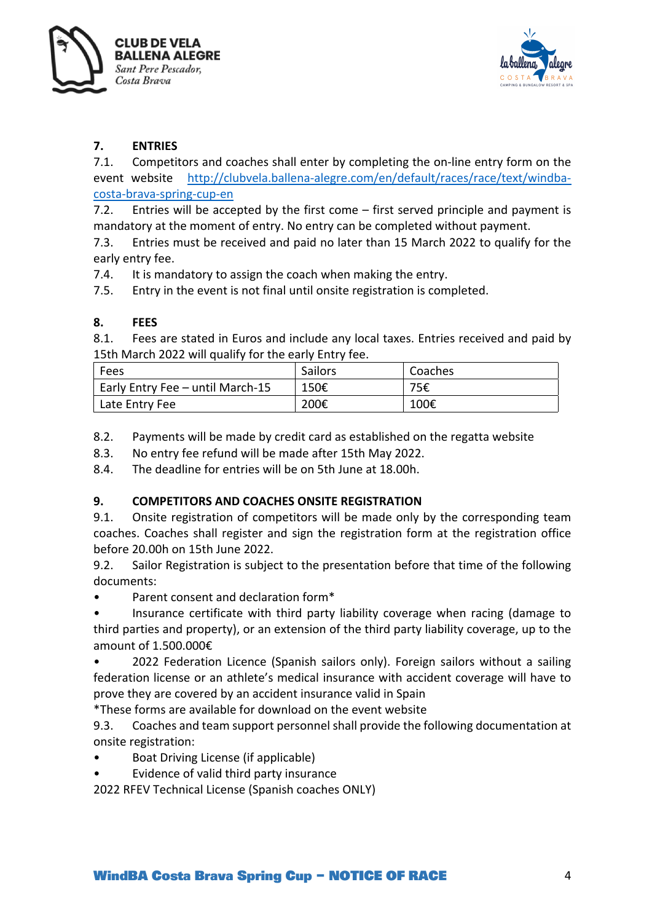## 7. ENTRIES

7.1. Competitors and coaches shall enter by completing the on-line entry form on the event website [http://clubvela.ballena-alegre.com/en/default/races/race/text/windba-costa-brava-spring-cup-en](http://clubvela.ballena-alegre.com/en/default/races/race/text/windba-costa-brava-spring-cup-en)

7.2. Entries will be accepted by the first come – first served principle and payment is mandatory at the moment of entry. No entry can be completed without payment.

7.3. Entries must be received and paid no later than 15 March 2022 to qualify for the early entry fee.

7.4. It is mandatory to assign the coach when making the entry.

7.5. Entry in the event is not final until onsite registration is completed.

## 8. FEES

8.1. Fees are stated in Euros and include any local taxes. Entries received and paid by 15th March 2022 will qualify for the early Entry fee.

| Fees | Sailors | Coaches |
|---|---|---|
| Early Entry Fee – until March-15 | 150€ | 75€ |
| Late Entry Fee | 200€ | 100€ |

8.2. Payments will be made by credit card as established on the regatta website

8.3. No entry fee refund will be made after 15th May 2022.

8.4. The deadline for entries will be on 5th June at 18.00h.

## 9. COMPETITORS AND COACHES ONSITE REGISTRATION

9.1. Onsite registration of competitors will be made only by the corresponding team coaches. Coaches shall register and sign the registration form at the registration office before 20.00h on 15th June 2022.

9.2. Sailor Registration is subject to the presentation before that time of the following documents:

- Parent consent and declaration form*
- Insurance certificate with third party liability coverage when racing (damage to third parties and property), or an extension of the third party liability coverage, up to the amount of 1.500.000€
- 2022 Federation Licence (Spanish sailors only). Foreign sailors without a sailing federation license or an athlete's medical insurance with accident coverage will have to prove they are covered by an accident insurance valid in Spain

*These forms are available for download on the event website

9.3. Coaches and team support personnel shall provide the following documentation at onsite registration:

- Boat Driving License (if applicable)
- Evidence of valid third party insurance

2022 RFEV Technical License (Spanish coaches ONLY)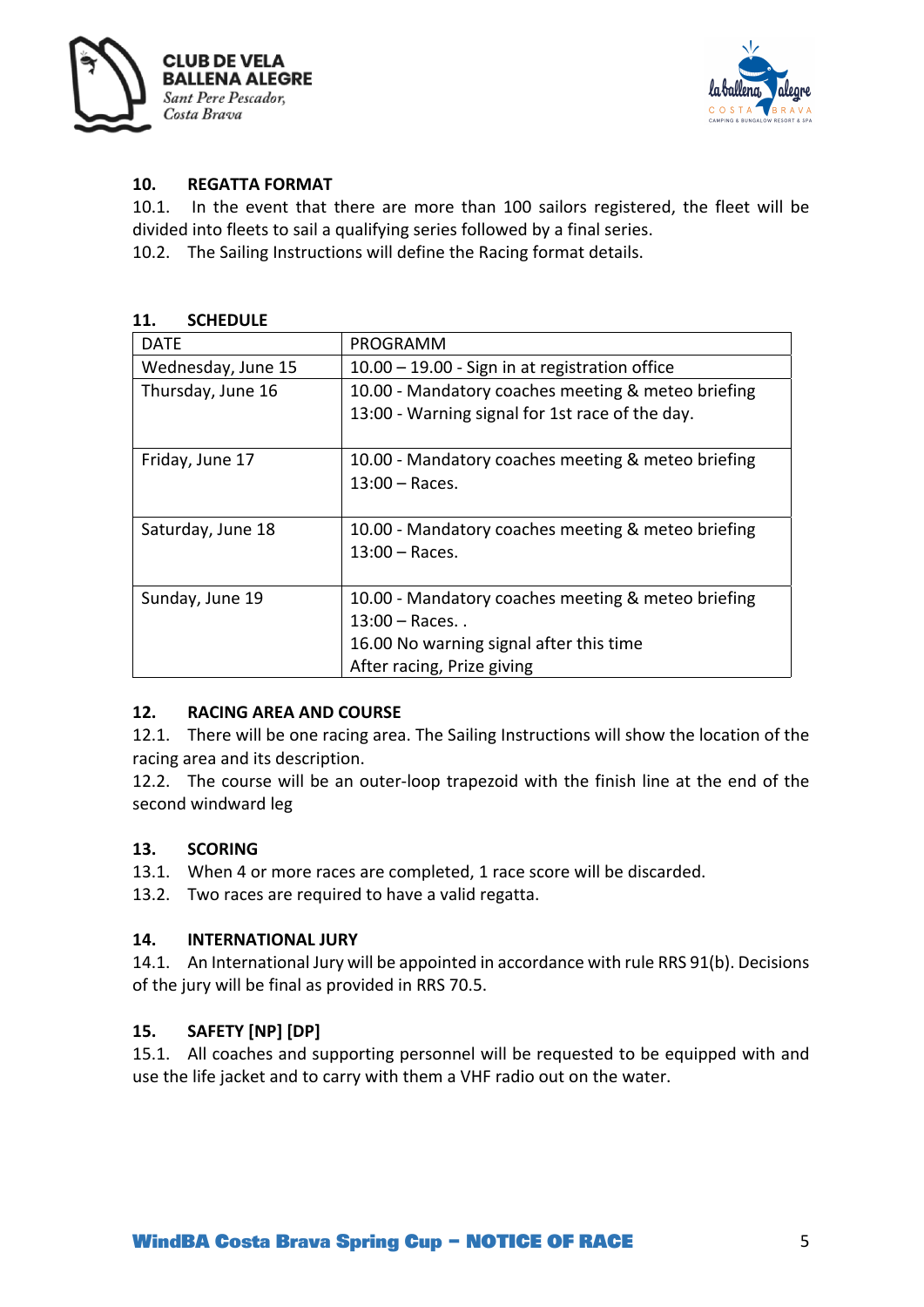## 10. REGATTA FORMAT

10.1. In the event that there are more than 100 sailors registered, the fleet will be divided into fleets to sail a qualifying series followed by a final series.

10.2. The Sailing Instructions will define the Racing format details.

## 11. SCHEDULE

| DATE | PROGRAMM |
|---|---|
| Wednesday, June 15 | 10.00 – 19.00 - Sign in at registration office |
| Thursday, June 16 | 10.00 - Mandatory coaches meeting & meteo briefing<br>13:00 - Warning signal for 1st race of the day. |
| Friday, June 17 | 10.00 - Mandatory coaches meeting & meteo briefing<br>13:00 – Races. |
| Saturday, June 18 | 10.00 - Mandatory coaches meeting & meteo briefing<br>13:00 – Races. |
| Sunday, June 19 | 10.00 - Mandatory coaches meeting & meteo briefing<br>13:00 – Races. .<br>16.00 No warning signal after this time<br>After racing, Prize giving |

## 12. RACING AREA AND COURSE

12.1. There will be one racing area. The Sailing Instructions will show the location of the racing area and its description.

12.2. The course will be an outer-loop trapezoid with the finish line at the end of the second windward leg

## 13. SCORING

13.1. When 4 or more races are completed, 1 race score will be discarded.

13.2. Two races are required to have a valid regatta.

## 14. INTERNATIONAL JURY

14.1. An International Jury will be appointed in accordance with rule RRS 91(b). Decisions of the jury will be final as provided in RRS 70.5.

## 15. SAFETY [NP] [DP]

15.1. All coaches and supporting personnel will be requested to be equipped with and use the life jacket and to carry with them a VHF radio out on the water.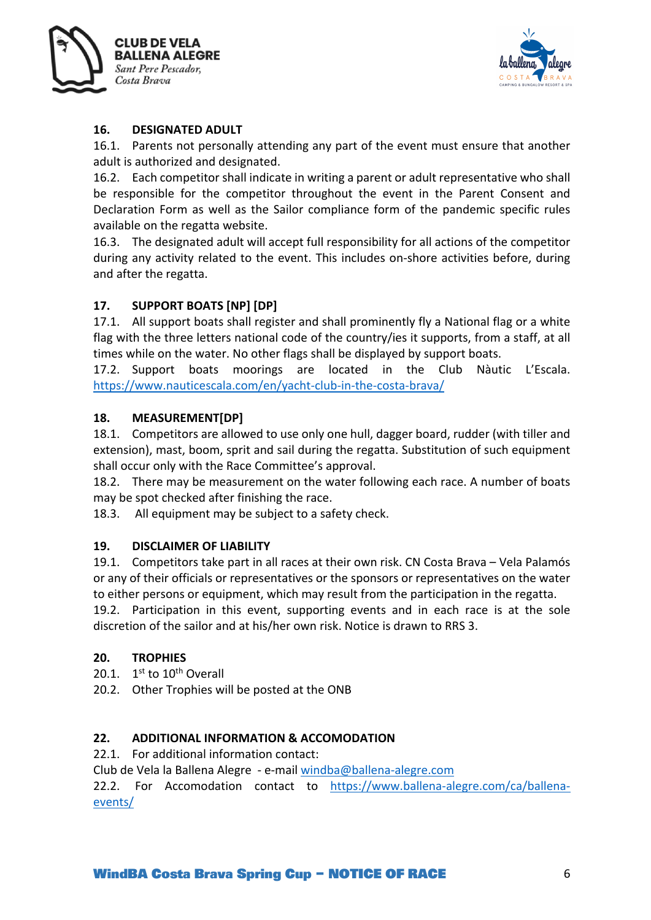## 16. DESIGNATED ADULT

16.1. Parents not personally attending any part of the event must ensure that another adult is authorized and designated.

16.2. Each competitor shall indicate in writing a parent or adult representative who shall be responsible for the competitor throughout the event in the Parent Consent and Declaration Form as well as the Sailor compliance form of the pandemic specific rules available on the regatta website.

16.3. The designated adult will accept full responsibility for all actions of the competitor during any activity related to the event. This includes on-shore activities before, during and after the regatta.

## 17. SUPPORT BOATS [NP] [DP]

17.1. All support boats shall register and shall prominently fly a National flag or a white flag with the three letters national code of the country/ies it supports, from a staff, at all times while on the water. No other flags shall be displayed by support boats.

17.2. Support boats moorings are located in the Club Nàutic L'Escala. https://www.nauticescala.com/en/yacht-club-in-the-costa-brava/

## 18. MEASUREMENT[DP]

18.1. Competitors are allowed to use only one hull, dagger board, rudder (with tiller and extension), mast, boom, sprit and sail during the regatta. Substitution of such equipment shall occur only with the Race Committee's approval.

18.2. There may be measurement on the water following each race. A number of boats may be spot checked after finishing the race.

18.3. All equipment may be subject to a safety check.

## 19. DISCLAIMER OF LIABILITY

19.1. Competitors take part in all races at their own risk. CN Costa Brava – Vela Palamós or any of their officials or representatives or the sponsors or representatives on the water to either persons or equipment, which may result from the participation in the regatta.

19.2. Participation in this event, supporting events and in each race is at the sole discretion of the sailor and at his/her own risk. Notice is drawn to RRS 3.

## 20. TROPHIES

20.1. 1st to 10th Overall

20.2. Other Trophies will be posted at the ONB

## 22. ADDITIONAL INFORMATION & ACCOMODATION

22.1. For additional information contact:

Club de Vela la Ballena Alegre - e-mail windba@ballena-alegre.com

22.2. For Accomodation contact to https://www.ballena-alegre.com/ca/ballena-events/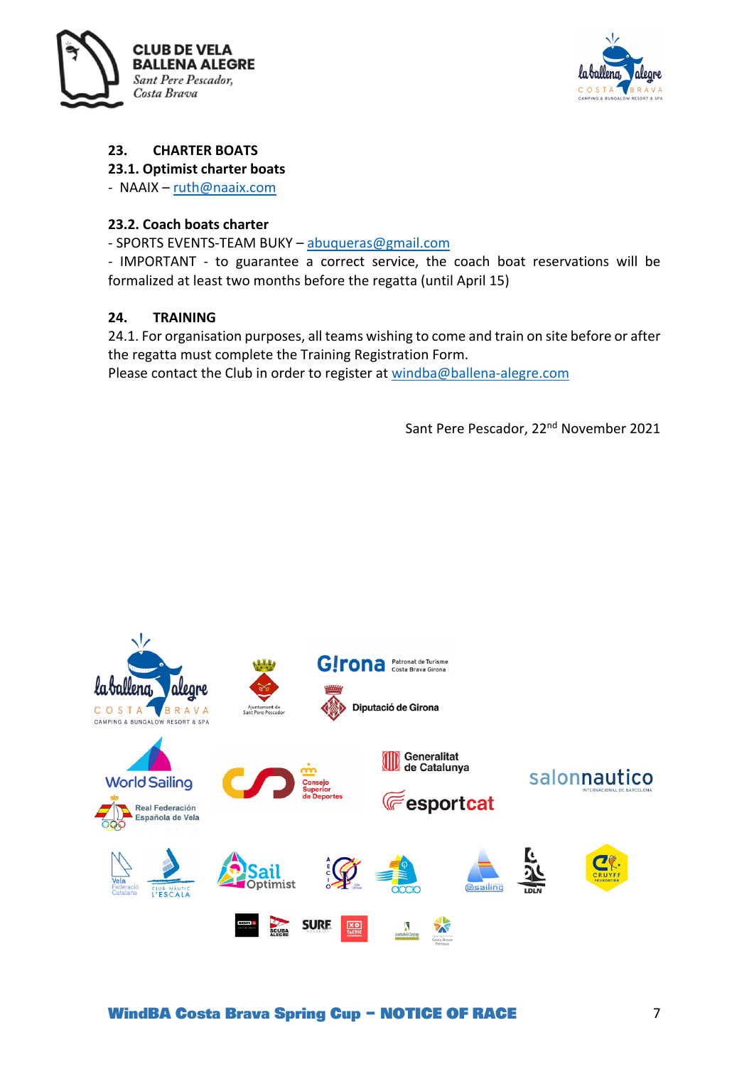## 23. CHARTER BOATS

### 23.1. Optimist charter boats

- NAAIX – ruth@naaix.com

### 23.2. Coach boats charter

- SPORTS EVENTS-TEAM BUKY – abuqueras@gmail.com
- IMPORTANT - to guarantee a correct service, the coach boat reservations will be formalized at least two months before the regatta (until April 15)

## 24. TRAINING

24.1. For organisation purposes, all teams wishing to come and train on site before or after the regatta must complete the Training Registration Form.
Please contact the Club in order to register at windba@ballena-alegre.com

Sant Pere Pescador, 22nd November 2021